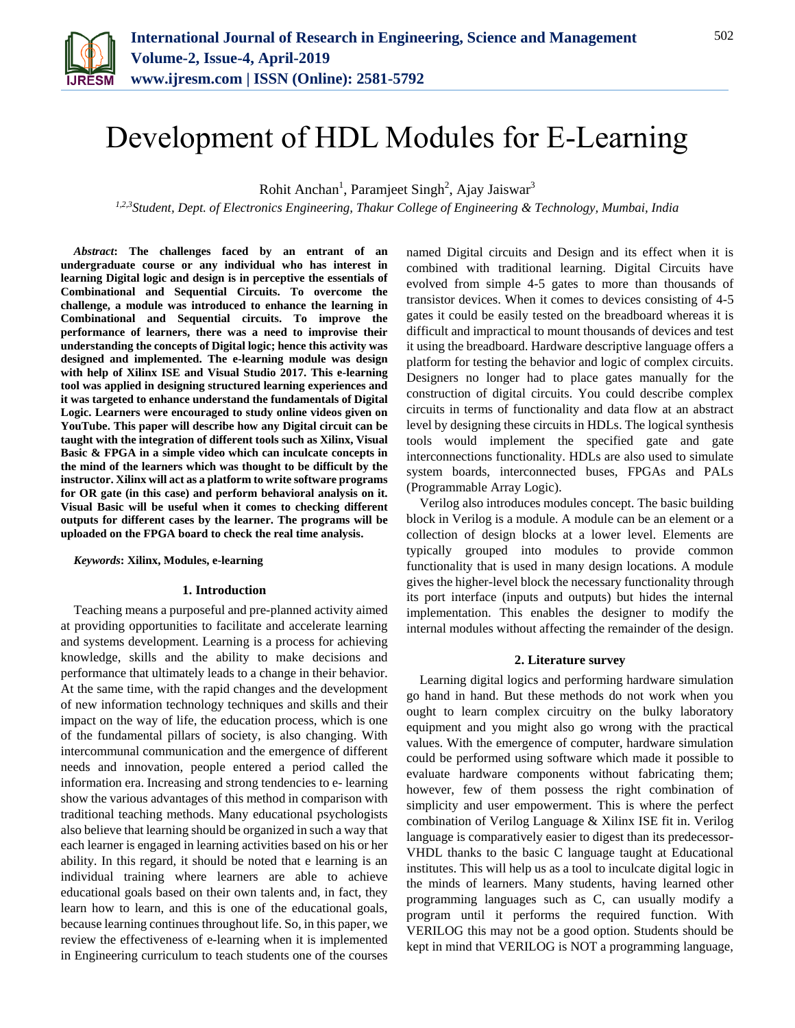# Development of HDL Modules for E-Learning

Rohit Anchan[1], Paramjeet Singh[2], Ajay Jaiswar[3]

[1,2,3]*Student, Dept. of Electronics Engineering, Thakur College of Engineering & Technology, Mumbai, India*

***Abstract*: The challenges faced by an entrant of an undergraduate course or any individual who has interest in learning Digital logic and design is in perceptive the essentials of Combinational and Sequential Circuits. To overcome the challenge, a module was introduced to enhance the learning in Combinational and Sequential circuits. To improve the performance of learners, there was a need to improvise their understanding the concepts of Digital logic; hence this activity was designed and implemented. The e-learning module was design with help of Xilinx ISE and Visual Studio 2017. This e-learning tool was applied in designing structured learning experiences and it was targeted to enhance understand the fundamentals of Digital Logic. Learners were encouraged to study online videos given on YouTube. This paper will describe how any Digital circuit can be taught with the integration of different tools such as Xilinx, Visual Basic & FPGA in a simple video which can inculcate concepts in the mind of the learners which was thought to be difficult by the instructor. Xilinx will act as a platform to write software programs for OR gate (in this case) and perform behavioral analysis on it. Visual Basic will be useful when it comes to checking different outputs for different cases by the learner. The programs will be uploaded on the FPGA board to check the real time analysis.**

***Keywords*: Xilinx, Modules, e-learning**

## 1. Introduction

Teaching means a purposeful and pre-planned activity aimed at providing opportunities to facilitate and accelerate learning and systems development. Learning is a process for achieving knowledge, skills and the ability to make decisions and performance that ultimately leads to a change in their behavior. At the same time, with the rapid changes and the development of new information technology techniques and skills and their impact on the way of life, the education process, which is one of the fundamental pillars of society, is also changing. With intercommunal communication and the emergence of different needs and innovation, people entered a period called the information era. Increasing and strong tendencies to e- learning show the various advantages of this method in comparison with traditional teaching methods. Many educational psychologists also believe that learning should be organized in such a way that each learner is engaged in learning activities based on his or her ability. In this regard, it should be noted that e learning is an individual training where learners are able to achieve educational goals based on their own talents and, in fact, they learn how to learn, and this is one of the educational goals, because learning continues throughout life. So, in this paper, we review the effectiveness of e-learning when it is implemented in Engineering curriculum to teach students one of the courses named Digital circuits and Design and its effect when it is combined with traditional learning. Digital Circuits have evolved from simple 4-5 gates to more than thousands of transistor devices. When it comes to devices consisting of 4-5 gates it could be easily tested on the breadboard whereas it is difficult and impractical to mount thousands of devices and test it using the breadboard. Hardware descriptive language offers a platform for testing the behavior and logic of complex circuits. Designers no longer had to place gates manually for the construction of digital circuits. You could describe complex circuits in terms of functionality and data flow at an abstract level by designing these circuits in HDLs. The logical synthesis tools would implement the specified gate and gate interconnections functionality. HDLs are also used to simulate system boards, interconnected buses, FPGAs and PALs (Programmable Array Logic).

Verilog also introduces modules concept. The basic building block in Verilog is a module. A module can be an element or a collection of design blocks at a lower level. Elements are typically grouped into modules to provide common functionality that is used in many design locations. A module gives the higher-level block the necessary functionality through its port interface (inputs and outputs) but hides the internal implementation. This enables the designer to modify the internal modules without affecting the remainder of the design.

## 2. Literature survey

Learning digital logics and performing hardware simulation go hand in hand. But these methods do not work when you ought to learn complex circuitry on the bulky laboratory equipment and you might also go wrong with the practical values. With the emergence of computer, hardware simulation could be performed using software which made it possible to evaluate hardware components without fabricating them; however, few of them possess the right combination of simplicity and user empowerment. This is where the perfect combination of Verilog Language & Xilinx ISE fit in. Verilog language is comparatively easier to digest than its predecessor-VHDL thanks to the basic C language taught at Educational institutes. This will help us as a tool to inculcate digital logic in the minds of learners. Many students, having learned other programming languages such as C, can usually modify a program until it performs the required function. With VERILOG this may not be a good option. Students should be kept in mind that VERILOG is NOT a programming language,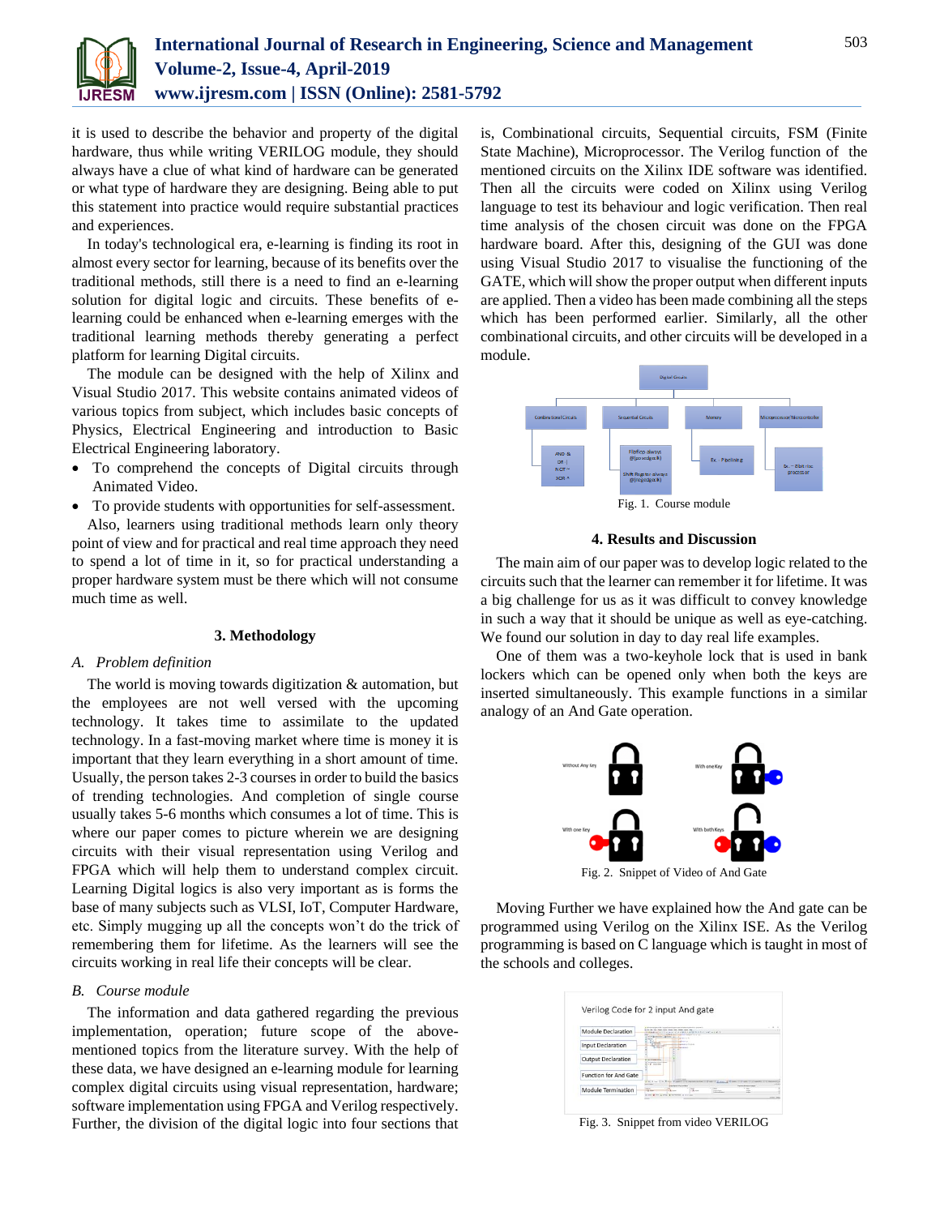it is used to describe the behavior and property of the digital hardware, thus while writing VERILOG module, they should always have a clue of what kind of hardware can be generated or what type of hardware they are designing. Being able to put this statement into practice would require substantial practices and experiences.

In today's technological era, e-learning is finding its root in almost every sector for learning, because of its benefits over the traditional methods, still there is a need to find an e-learning solution for digital logic and circuits. These benefits of e-learning could be enhanced when e-learning emerges with the traditional learning methods thereby generating a perfect platform for learning Digital circuits.

The module can be designed with the help of Xilinx and Visual Studio 2017. This website contains animated videos of various topics from subject, which includes basic concepts of Physics, Electrical Engineering and introduction to Basic Electrical Engineering laboratory.

- To comprehend the concepts of Digital circuits through Animated Video.
- To provide students with opportunities for self-assessment.

Also, learners using traditional methods learn only theory point of view and for practical and real time approach they need to spend a lot of time in it, so for practical understanding a proper hardware system must be there which will not consume much time as well.

## 3. Methodology

### *A. Problem definition*

The world is moving towards digitization & automation, but the employees are not well versed with the upcoming technology. It takes time to assimilate to the updated technology. In a fast-moving market where time is money it is important that they learn everything in a short amount of time. Usually, the person takes 2-3 courses in order to build the basics of trending technologies. And completion of single course usually takes 5-6 months which consumes a lot of time. This is where our paper comes to picture wherein we are designing circuits with their visual representation using Verilog and FPGA which will help them to understand complex circuit. Learning Digital logics is also very important as is forms the base of many subjects such as VLSI, IoT, Computer Hardware, etc. Simply mugging up all the concepts won't do the trick of remembering them for lifetime. As the learners will see the circuits working in real life their concepts will be clear.

### *B. Course module*

The information and data gathered regarding the previous implementation, operation; future scope of the above-mentioned topics from the literature survey. With the help of these data, we have designed an e-learning module for learning complex digital circuits using visual representation, hardware; software implementation using FPGA and Verilog respectively. Further, the division of the digital logic into four sections that is, Combinational circuits, Sequential circuits, FSM (Finite State Machine), Microprocessor. The Verilog function of the mentioned circuits on the Xilinx IDE software was identified. Then all the circuits were coded on Xilinx using Verilog language to test its behaviour and logic verification. Then real time analysis of the chosen circuit was done on the FPGA hardware board. After this, designing of the GUI was done using Visual Studio 2017 to visualise the functioning of the GATE, which will show the proper output when different inputs are applied. Then a video has been made combining all the steps which has been performed earlier. Similarly, all the other combinational circuits, and other circuits will be developed in a module.

Fig. 1. Course module

## 4. Results and Discussion

The main aim of our paper was to develop logic related to the circuits such that the learner can remember it for lifetime. It was a big challenge for us as it was difficult to convey knowledge in such a way that it should be unique as well as eye-catching. We found our solution in day to day real life examples.

One of them was a two-keyhole lock that is used in bank lockers which can be opened only when both the keys are inserted simultaneously. This example functions in a similar analogy of an And Gate operation.

Fig. 2. Snippet of Video of And Gate

Moving Further we have explained how the And gate can be programmed using Verilog on the Xilinx ISE. As the Verilog programming is based on C language which is taught in most of the schools and colleges.

Fig. 3. Snippet from video VERILOG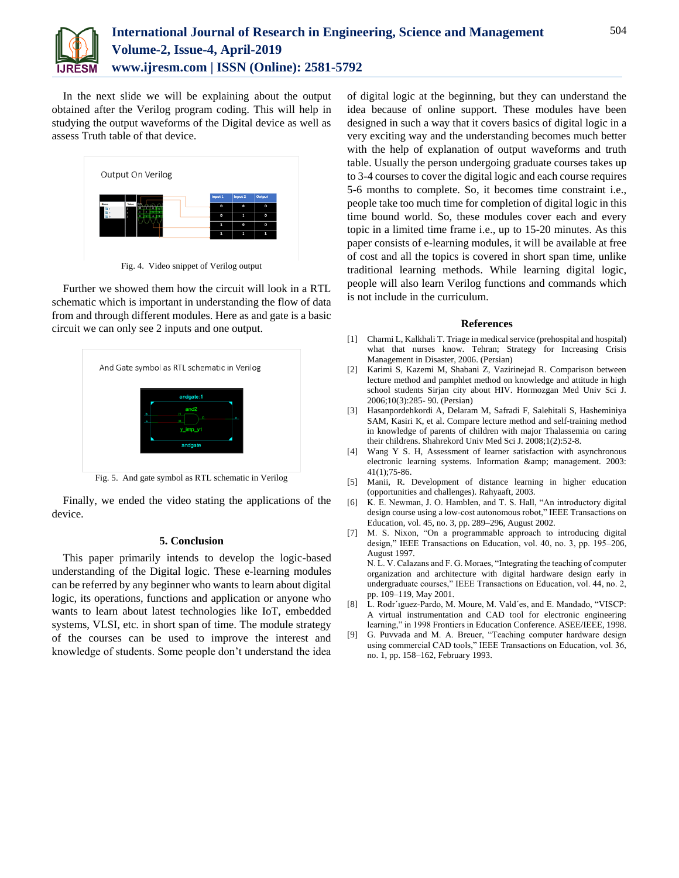In the next slide we will be explaining about the output obtained after the Verilog program coding. This will help in studying the output waveforms of the Digital device as well as assess Truth table of that device.

Output On Verilog

| Input 1 | Input 2 | Output |
|---|---|---|
| 0 | 0 | 0 |
| 0 | 1 | 0 |
| 1 | 0 | 0 |
| 1 | 1 | 1 |

Fig. 4. Video snippet of Verilog output

Further we showed them how the circuit will look in a RTL schematic which is important in understanding the flow of data from and through different modules. Here as and gate is a basic circuit we can only see 2 inputs and one output.

And Gate symbol as RTL schematic in Verilog

andgate:1

and2

y_imp_y1

andgate

Fig. 5. And gate symbol as RTL schematic in Verilog

Finally, we ended the video stating the applications of the device.

## 5. Conclusion

This paper primarily intends to develop the logic-based understanding of the Digital logic. These e-learning modules can be referred by any beginner who wants to learn about digital logic, its operations, functions and application or anyone who wants to learn about latest technologies like IoT, embedded systems, VLSI, etc. in short span of time. The module strategy of the courses can be used to improve the interest and knowledge of students. Some people don't understand the idea of digital logic at the beginning, but they can understand the idea because of online support. These modules have been designed in such a way that it covers basics of digital logic in a very exciting way and the understanding becomes much better with the help of explanation of output waveforms and truth table. Usually the person undergoing graduate courses takes up to 3-4 courses to cover the digital logic and each course requires 5-6 months to complete. So, it becomes time constraint i.e., people take too much time for completion of digital logic in this time bound world. So, these modules cover each and every topic in a limited time frame i.e., up to 15-20 minutes. As this paper consists of e-learning modules, it will be available at free of cost and all the topics is covered in short span time, unlike traditional learning methods. While learning digital logic, people will also learn Verilog functions and commands which is not include in the curriculum.

## References

[1] Charmi L, Kalkhali T. Triage in medical service (prehospital and hospital) what that nurses know. Tehran; Strategy for Increasing Crisis Management in Disaster, 2006. (Persian)

[2] Karimi S, Kazemi M, Shabani Z, Vazirinejad R. Comparison between lecture method and pamphlet method on knowledge and attitude in high school students Sirjan city about HIV. Hormozgan Med Univ Sci J. 2006;10(3):285- 90. (Persian)

[3] Hasanpordehkordi A, Delaram M, Safradi F, Salehitali S, Hasheminiya SAM, Kasiri K, et al. Compare lecture method and self-training method in knowledge of parents of children with major Thalassemia on caring their childrens. Shahrekord Univ Med Sci J. 2008;1(2):52-8.

[4] Wang Y S. H, Assessment of learner satisfaction with asynchronous electronic learning systems. Information &amp; management. 2003: 41(1);75-86.

[5] Manii, R. Development of distance learning in higher education (opportunities and challenges). Rahyaaft, 2003.

[6] K. E. Newman, J. O. Hamblen, and T. S. Hall, "An introductory digital design course using a low-cost autonomous robot," IEEE Transactions on Education, vol. 45, no. 3, pp. 289–296, August 2002.

[7] M. S. Nixon, "On a programmable approach to introducing digital design," IEEE Transactions on Education, vol. 40, no. 3, pp. 195–206, August 1997.
N. L. V. Calazans and F. G. Moraes, "Integrating the teaching of computer organization and architecture with digital hardware design early in undergraduate courses," IEEE Transactions on Education, vol. 44, no. 2, pp. 109–119, May 2001.

[8] L. Rodr´ıguez-Pardo, M. Moure, M. Vald´es, and E. Mandado, "VISCP: A virtual instrumentation and CAD tool for electronic engineering learning," in 1998 Frontiers in Education Conference. ASEE/IEEE, 1998.

[9] G. Puvvada and M. A. Breuer, "Teaching computer hardware design using commercial CAD tools," IEEE Transactions on Education, vol. 36, no. 1, pp. 158–162, February 1993.